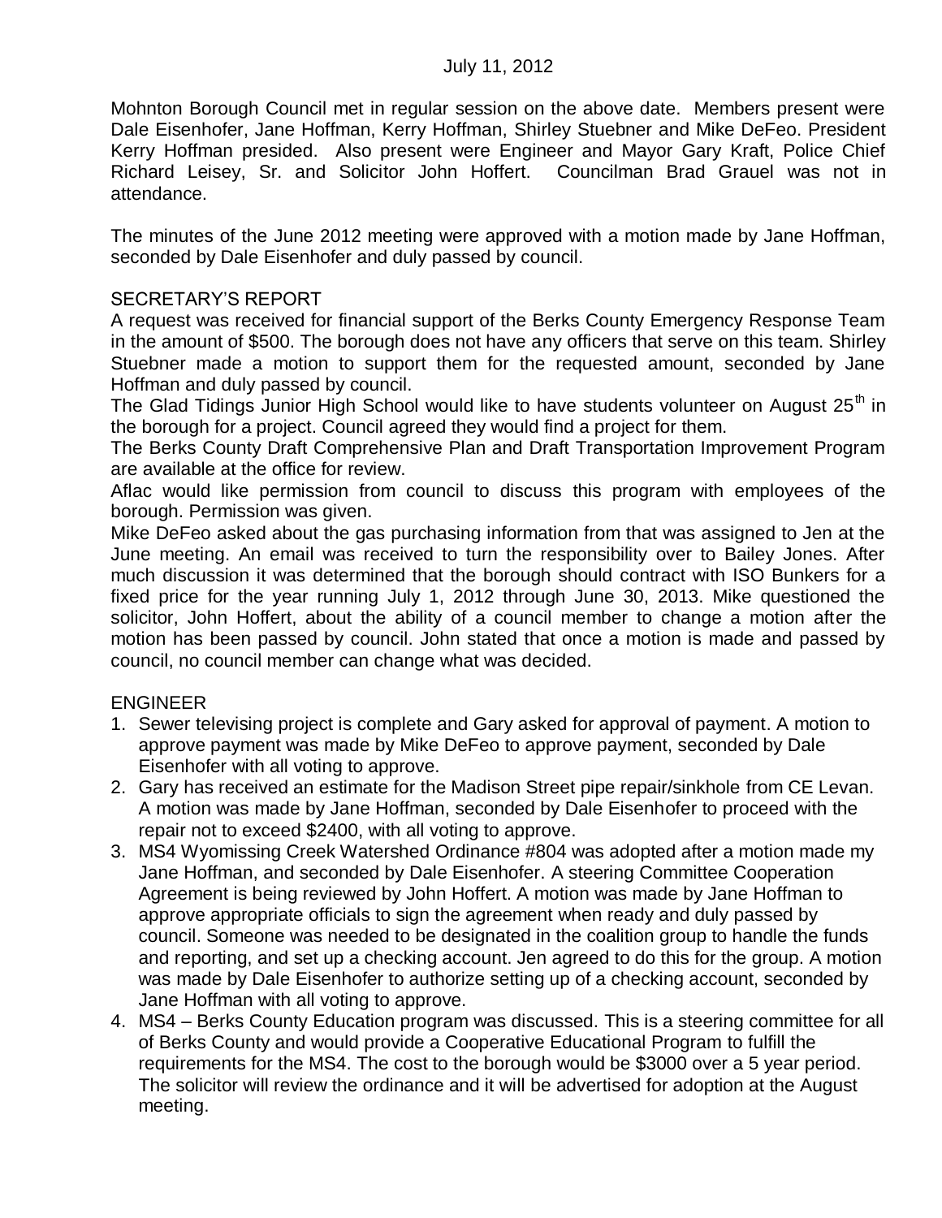July 11, 2012

Mohnton Borough Council met in regular session on the above date. Members present were Dale Eisenhofer, Jane Hoffman, Kerry Hoffman, Shirley Stuebner and Mike DeFeo. President Kerry Hoffman presided. Also present were Engineer and Mayor Gary Kraft, Police Chief Richard Leisey, Sr. and Solicitor John Hoffert. Councilman Brad Grauel was not in attendance.

The minutes of the June 2012 meeting were approved with a motion made by Jane Hoffman, seconded by Dale Eisenhofer and duly passed by council.

SECRETARY'S REPORT

A request was received for financial support of the Berks County Emergency Response Team in the amount of \$500. The borough does not have any officers that serve on this team. Shirley Stuebner made a motion to support them for the requested amount, seconded by Jane Hoffman and duly passed by council.

The Glad Tidings Junior High School would like to have students volunteer on August 25th in the borough for a project. Council agreed they would find a project for them.

The Berks County Draft Comprehensive Plan and Draft Transportation Improvement Program are available at the office for review.

Aflac would like permission from council to discuss this program with employees of the borough. Permission was given.

Mike DeFeo asked about the gas purchasing information from that was assigned to Jen at the June meeting. An email was received to turn the responsibility over to Bailey Jones. After much discussion it was determined that the borough should contract with ISO Bunkers for a fixed price for the year running July 1, 2012 through June 30, 2013. Mike questioned the solicitor, John Hoffert, about the ability of a council member to change a motion after the motion has been passed by council. John stated that once a motion is made and passed by council, no council member can change what was decided.

ENGINEER

1. Sewer televising project is complete and Gary asked for approval of payment. A motion to approve payment was made by Mike DeFeo to approve payment, seconded by Dale Eisenhofer with all voting to approve.
2. Gary has received an estimate for the Madison Street pipe repair/sinkhole from CE Levan. A motion was made by Jane Hoffman, seconded by Dale Eisenhofer to proceed with the repair not to exceed \$2400, with all voting to approve.
3. MS4 Wyomissing Creek Watershed Ordinance #804 was adopted after a motion made my Jane Hoffman, and seconded by Dale Eisenhofer. A steering Committee Cooperation Agreement is being reviewed by John Hoffert. A motion was made by Jane Hoffman to approve appropriate officials to sign the agreement when ready and duly passed by council. Someone was needed to be designated in the coalition group to handle the funds and reporting, and set up a checking account. Jen agreed to do this for the group. A motion was made by Dale Eisenhofer to authorize setting up of a checking account, seconded by Jane Hoffman with all voting to approve.
4. MS4 – Berks County Education program was discussed. This is a steering committee for all of Berks County and would provide a Cooperative Educational Program to fulfill the requirements for the MS4. The cost to the borough would be \$3000 over a 5 year period. The solicitor will review the ordinance and it will be advertised for adoption at the August meeting.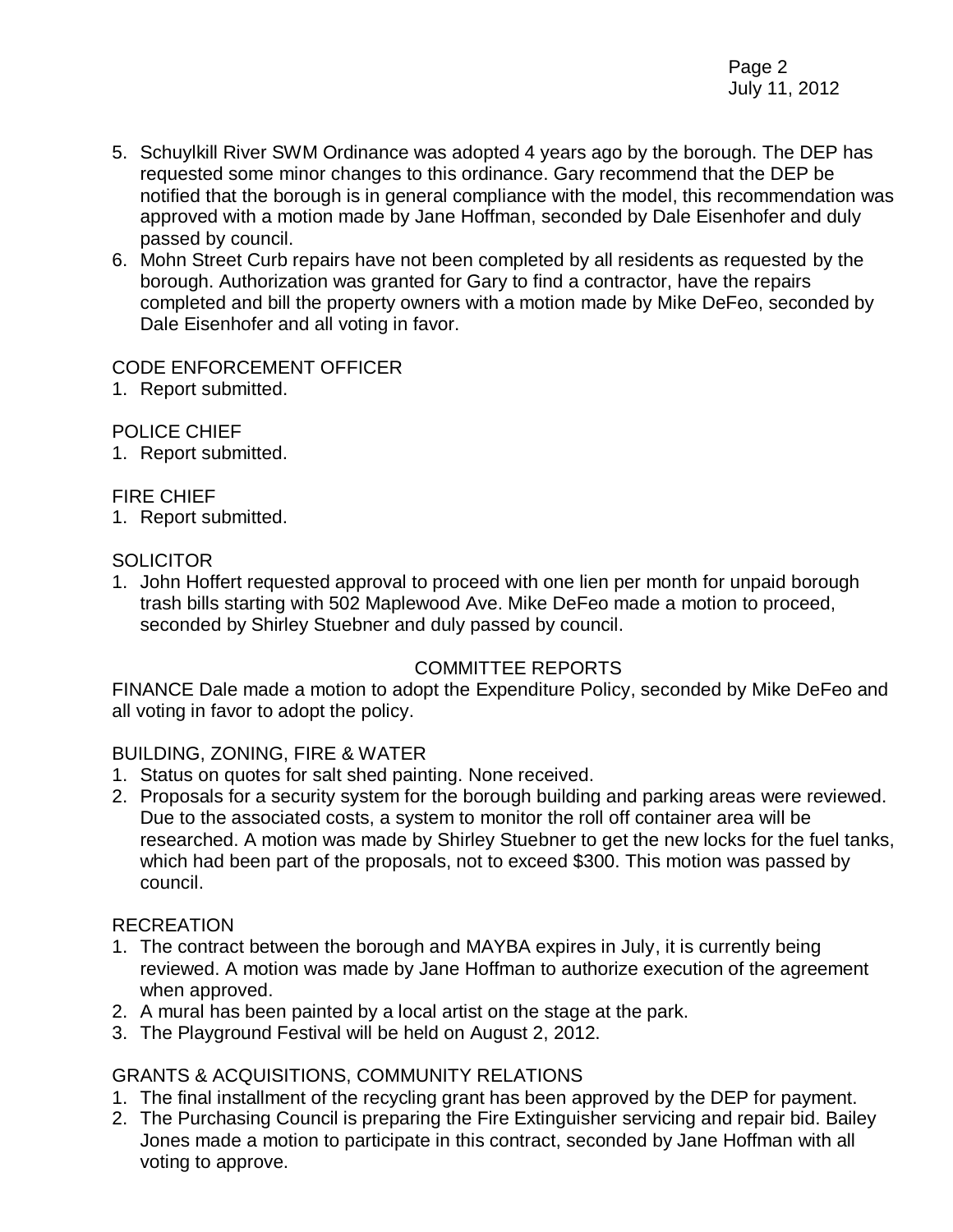5. Schuylkill River SWM Ordinance was adopted 4 years ago by the borough. The DEP has requested some minor changes to this ordinance. Gary recommend that the DEP be notified that the borough is in general compliance with the model, this recommendation was approved with a motion made by Jane Hoffman, seconded by Dale Eisenhofer and duly passed by council.
6. Mohn Street Curb repairs have not been completed by all residents as requested by the borough. Authorization was granted for Gary to find a contractor, have the repairs completed and bill the property owners with a motion made by Mike DeFeo, seconded by Dale Eisenhofer and all voting in favor.

CODE ENFORCEMENT OFFICER

1. Report submitted.

POLICE CHIEF

1. Report submitted.

FIRE CHIEF

1. Report submitted.

SOLICITOR

1. John Hoffert requested approval to proceed with one lien per month for unpaid borough trash bills starting with 502 Maplewood Ave. Mike DeFeo made a motion to proceed, seconded by Shirley Stuebner and duly passed by council.

## COMMITTEE REPORTS

FINANCE Dale made a motion to adopt the Expenditure Policy, seconded by Mike DeFeo and all voting in favor to adopt the policy.

BUILDING, ZONING, FIRE & WATER

1. Status on quotes for salt shed painting. None received.
2. Proposals for a security system for the borough building and parking areas were reviewed. Due to the associated costs, a system to monitor the roll off container area will be researched. A motion was made by Shirley Stuebner to get the new locks for the fuel tanks, which had been part of the proposals, not to exceed $300. This motion was passed by council.

RECREATION

1. The contract between the borough and MAYBA expires in July, it is currently being reviewed. A motion was made by Jane Hoffman to authorize execution of the agreement when approved.
2. A mural has been painted by a local artist on the stage at the park.
3. The Playground Festival will be held on August 2, 2012.

GRANTS & ACQUISITIONS, COMMUNITY RELATIONS

1. The final installment of the recycling grant has been approved by the DEP for payment.
2. The Purchasing Council is preparing the Fire Extinguisher servicing and repair bid. Bailey Jones made a motion to participate in this contract, seconded by Jane Hoffman with all voting to approve.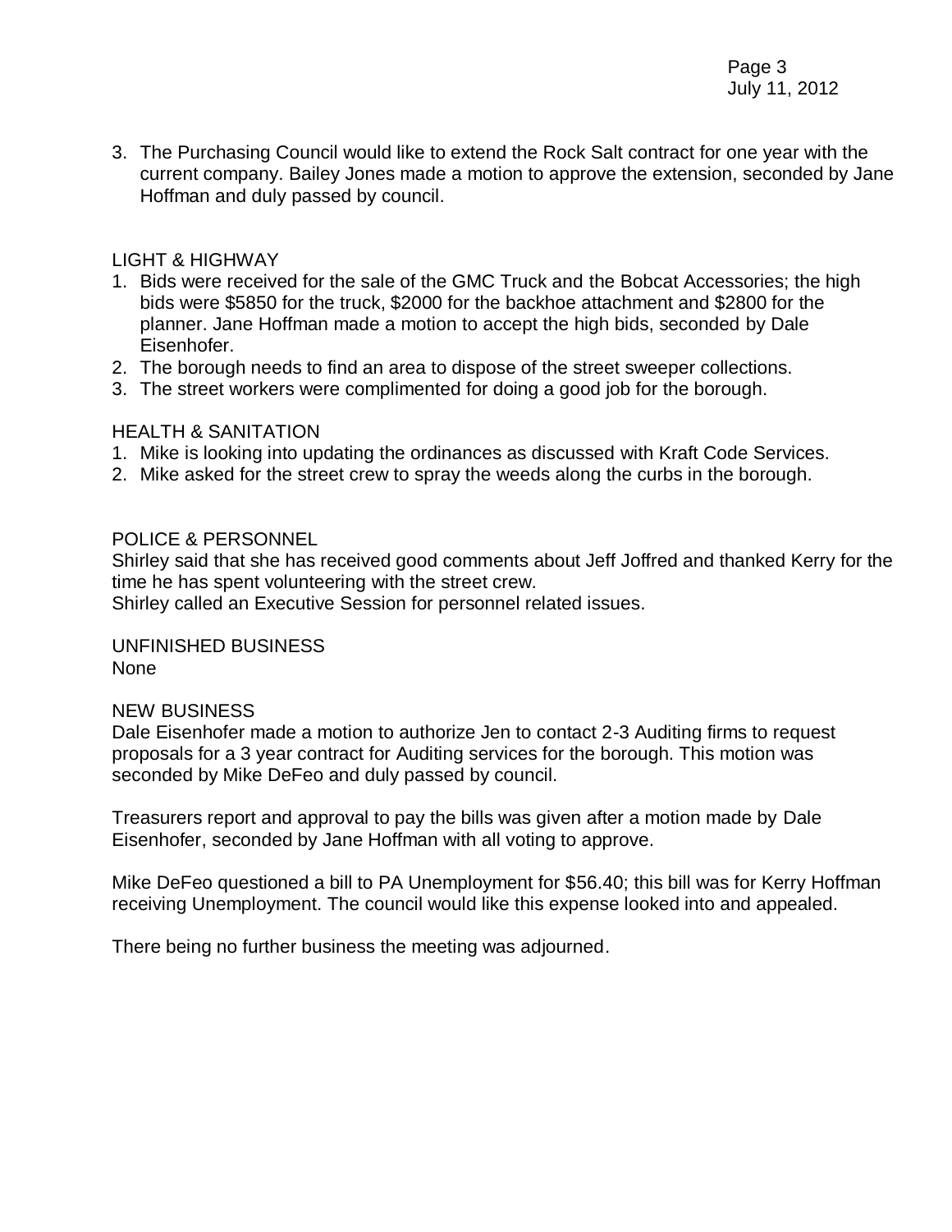3. The Purchasing Council would like to extend the Rock Salt contract for one year with the current company. Bailey Jones made a motion to approve the extension, seconded by Jane Hoffman and duly passed by council.

LIGHT & HIGHWAY

1. Bids were received for the sale of the GMC Truck and the Bobcat Accessories; the high bids were $5850 for the truck, $2000 for the backhoe attachment and $2800 for the planner. Jane Hoffman made a motion to accept the high bids, seconded by Dale Eisenhofer.
2. The borough needs to find an area to dispose of the street sweeper collections.
3. The street workers were complimented for doing a good job for the borough.

HEALTH & SANITATION

1. Mike is looking into updating the ordinances as discussed with Kraft Code Services.
2. Mike asked for the street crew to spray the weeds along the curbs in the borough.

POLICE & PERSONNEL

Shirley said that she has received good comments about Jeff Joffred and thanked Kerry for the time he has spent volunteering with the street crew.
Shirley called an Executive Session for personnel related issues.

UNFINISHED BUSINESS
None

NEW BUSINESS

Dale Eisenhofer made a motion to authorize Jen to contact 2-3 Auditing firms to request proposals for a 3 year contract for Auditing services for the borough. This motion was seconded by Mike DeFeo and duly passed by council.

Treasurers report and approval to pay the bills was given after a motion made by Dale Eisenhofer, seconded by Jane Hoffman with all voting to approve.

Mike DeFeo questioned a bill to PA Unemployment for $56.40; this bill was for Kerry Hoffman receiving Unemployment. The council would like this expense looked into and appealed.

There being no further business the meeting was adjourned.